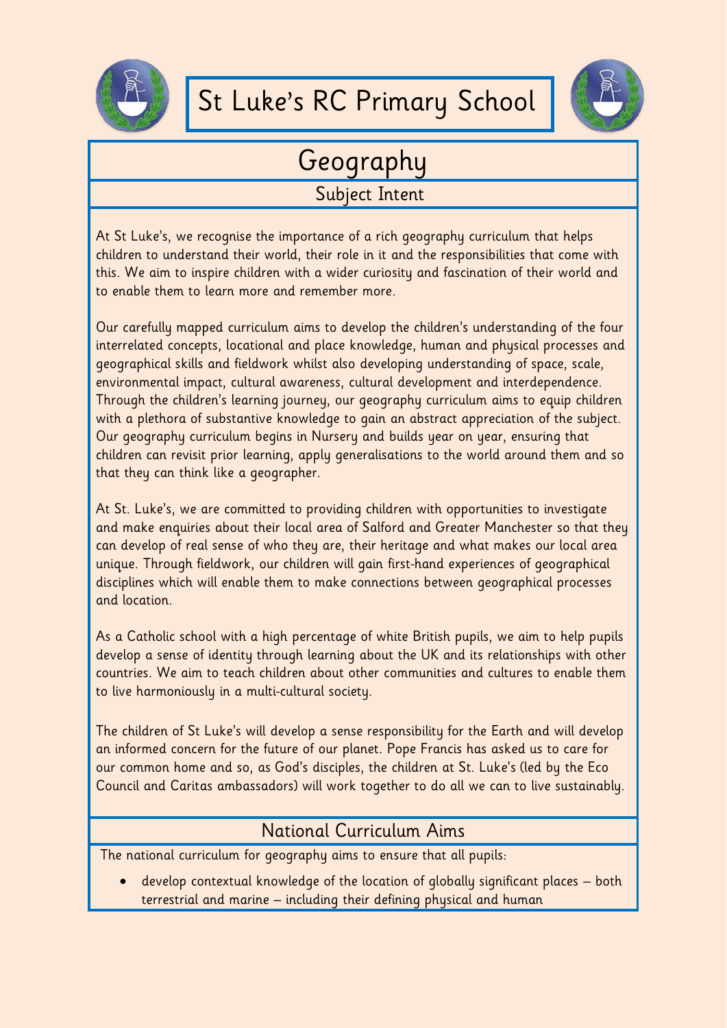# St Luke's RC Primary School

## Geography

### Subject Intent

At St Luke's, we recognise the importance of a rich geography curriculum that helps children to understand their world, their role in it and the responsibilities that come with this. We aim to inspire children with a wider curiosity and fascination of their world and to enable them to learn more and remember more.

Our carefully mapped curriculum aims to develop the children's understanding of the four interrelated concepts, locational and place knowledge, human and physical processes and geographical skills and fieldwork whilst also developing understanding of space, scale, environmental impact, cultural awareness, cultural development and interdependence. Through the children's learning journey, our geography curriculum aims to equip children with a plethora of substantive knowledge to gain an abstract appreciation of the subject. Our geography curriculum begins in Nursery and builds year on year, ensuring that children can revisit prior learning, apply generalisations to the world around them and so that they can think like a geographer.

At St. Luke's, we are committed to providing children with opportunities to investigate and make enquiries about their local area of Salford and Greater Manchester so that they can develop of real sense of who they are, their heritage and what makes our local area unique. Through fieldwork, our children will gain first-hand experiences of geographical disciplines which will enable them to make connections between geographical processes and location.

As a Catholic school with a high percentage of white British pupils, we aim to help pupils develop a sense of identity through learning about the UK and its relationships with other countries. We aim to teach children about other communities and cultures to enable them to live harmoniously in a multi-cultural society.

The children of St Luke's will develop a sense responsibility for the Earth and will develop an informed concern for the future of our planet. Pope Francis has asked us to care for our common home and so, as God's disciples, the children at St. Luke's (led by the Eco Council and Caritas ambassadors) will work together to do all we can to live sustainably.

### National Curriculum Aims

The national curriculum for geography aims to ensure that all pupils:

- develop contextual knowledge of the location of globally significant places – both terrestrial and marine – including their defining physical and human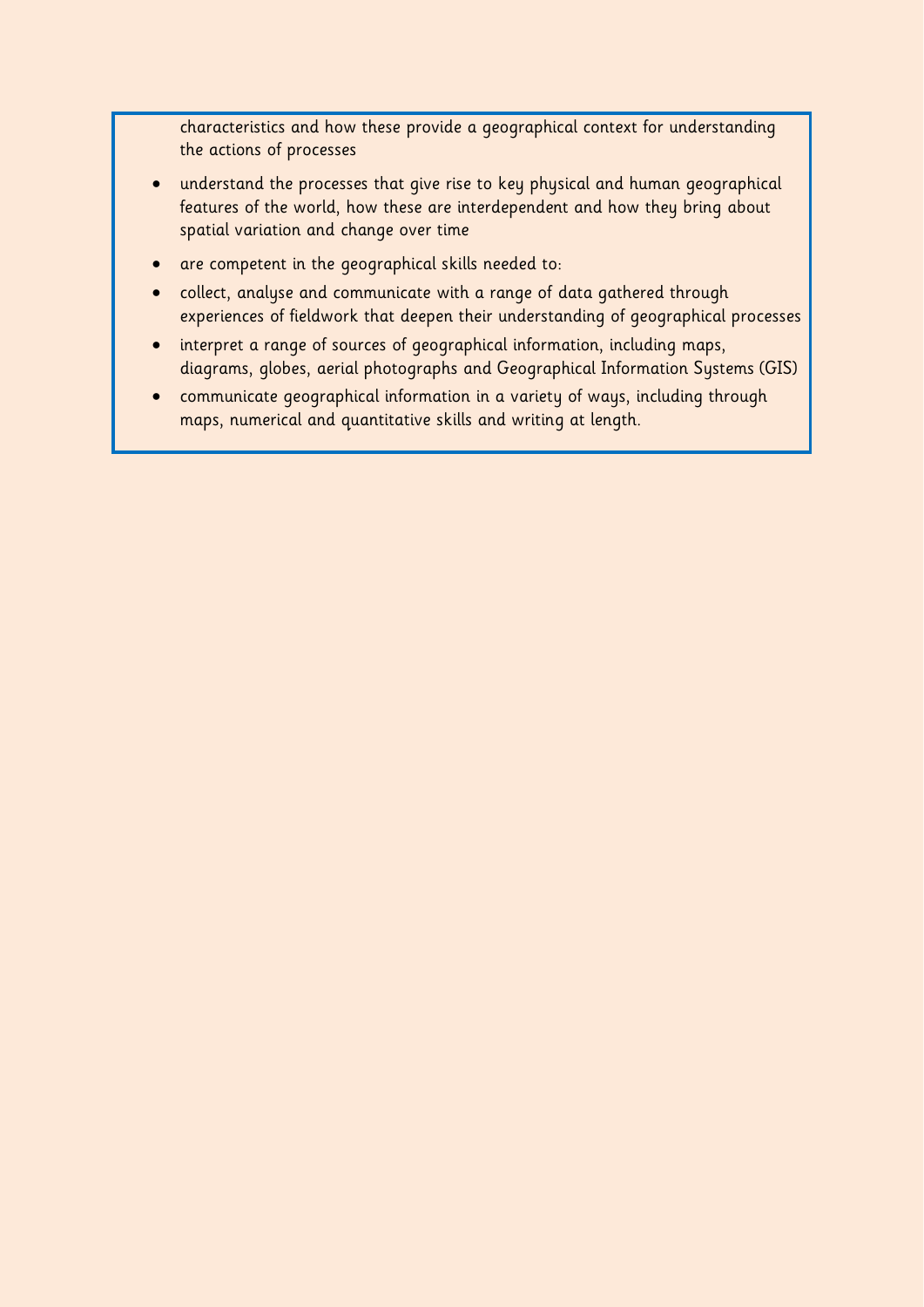characteristics and how these provide a geographical context for understanding the actions of processes

- understand the processes that give rise to key physical and human geographical features of the world, how these are interdependent and how they bring about spatial variation and change over time
- are competent in the geographical skills needed to:
- collect, analyse and communicate with a range of data gathered through experiences of fieldwork that deepen their understanding of geographical processes
- interpret a range of sources of geographical information, including maps, diagrams, globes, aerial photographs and Geographical Information Systems (GIS)
- communicate geographical information in a variety of ways, including through maps, numerical and quantitative skills and writing at length.